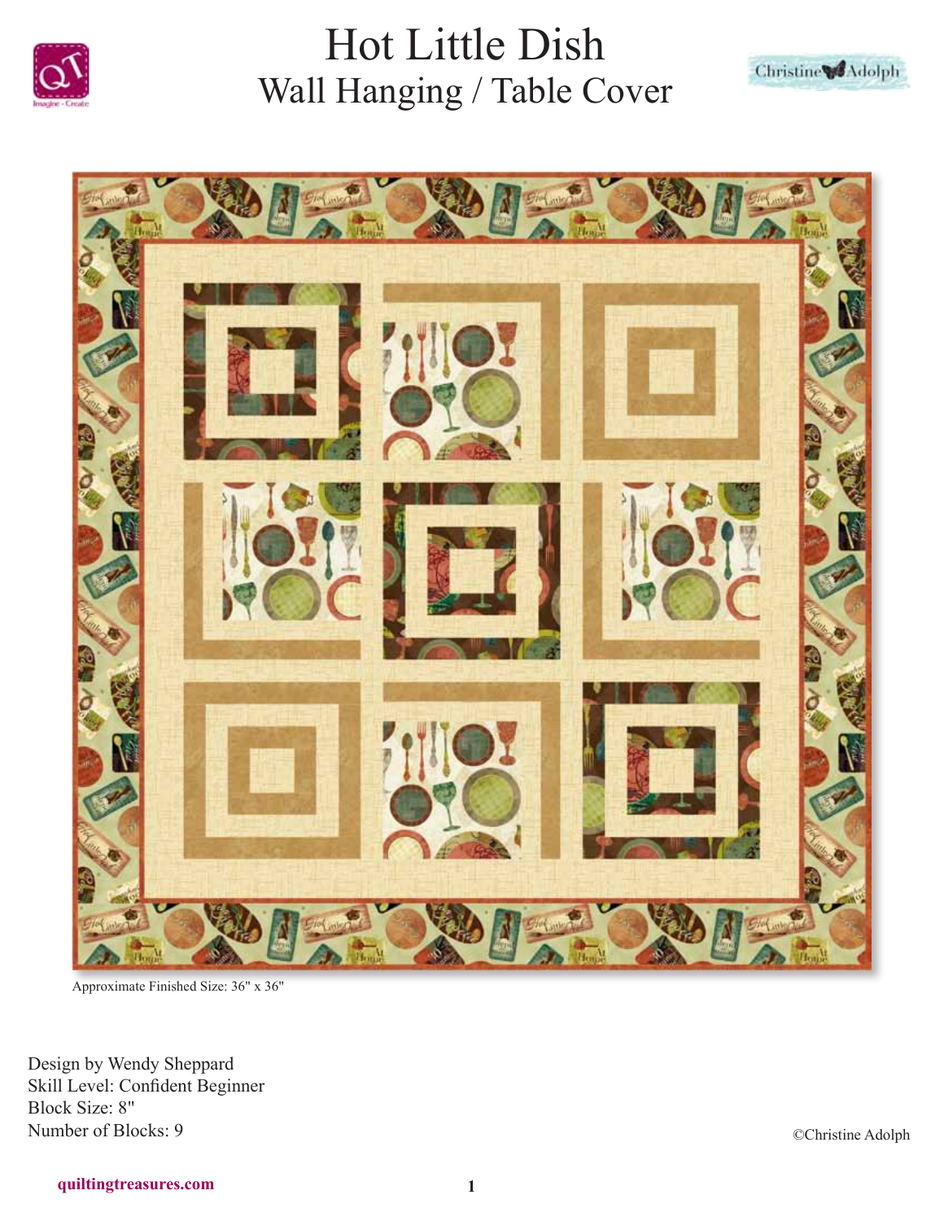# Hot Little Dish

## Wall Hanging / Table Cover

Approximate Finished Size: 36" x 36"

Design by Wendy Sheppard
Skill Level: Confident Beginner
Block Size: 8"
Number of Blocks: 9

©Christine Adolph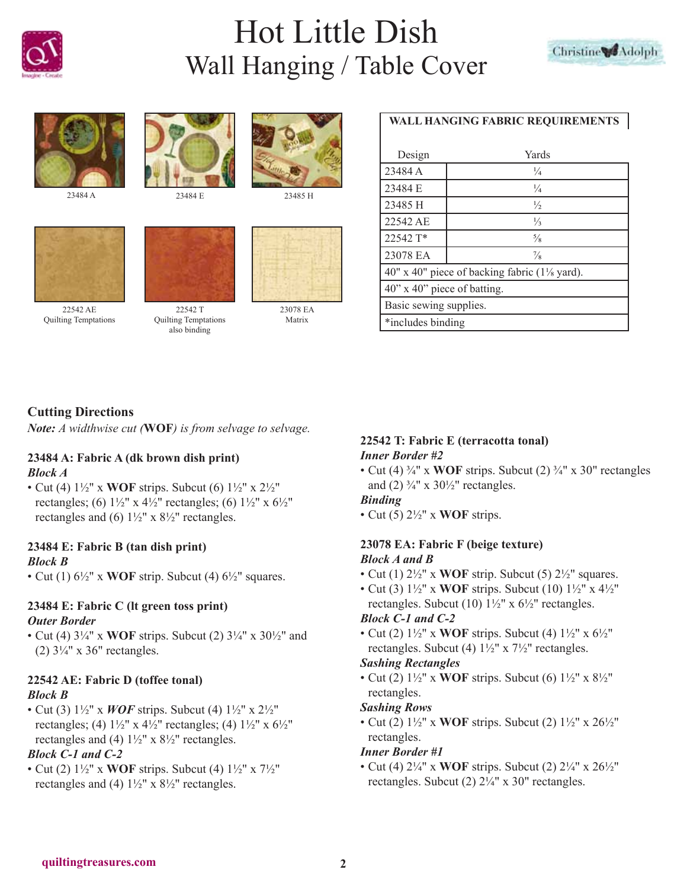# Hot Little Dish

## Wall Hanging / Table Cover

23484 A

23484 E

23485 H

22542 AE
Quilting Temptations

22542 T
Quilting Temptations
also binding

23078 EA
Matrix

| WALL HANGING FABRIC REQUIREMENTS | |
|---|---|
| Design | Yards |
| 23484 A | ¼ |
| 23484 E | ¼ |
| 23485 H | ½ |
| 22542 AE | ⅓ |
| 22542 T* | ⅝ |
| 23078 EA | ⅞ |
| 40" x 40" piece of backing fabric (1⅛ yard). | |
| 40" x 40" piece of batting. | |
| Basic sewing supplies. | |
| *includes binding | |

### Cutting Directions

***Note:** A widthwise cut (**WOF**) is from selvage to selvage.*

**23484 A: Fabric A (dk brown dish print)**

***Block A***

- Cut (4) 1½" x **WOF** strips. Subcut (6) 1½" x 2½" rectangles; (6) 1½" x 4½" rectangles; (6) 1½" x 6½" rectangles and (6) 1½" x 8½" rectangles.

**23484 E: Fabric B (tan dish print)**

***Block B***

- Cut (1) 6½" x **WOF** strip. Subcut (4) 6½" squares.

**23484 E: Fabric C (lt green toss print)**

***Outer Border***

- Cut (4) 3¼" x **WOF** strips. Subcut (2) 3¼" x 30½" and (2) 3¼" x 36" rectangles.

**22542 AE: Fabric D (toffee tonal)**

***Block B***

- Cut (3) 1½" x ***WOF*** strips. Subcut (4) 1½" x 2½" rectangles; (4) 1½" x 4½" rectangles; (4) 1½" x 6½" rectangles and (4) 1½" x 8½" rectangles.

***Block C-1 and C-2***

- Cut (2) 1½" x **WOF** strips. Subcut (4) 1½" x 7½" rectangles and (4) 1½" x 8½" rectangles.

**22542 T: Fabric E (terracotta tonal)**

***Inner Border #2***

- Cut (4) ¾" x **WOF** strips. Subcut (2) ¾" x 30" rectangles and (2) ¾" x 30½" rectangles.

***Binding***

- Cut (5) 2½" x **WOF** strips.

**23078 EA: Fabric F (beige texture)**

***Block A and B***

- Cut (1) 2½" x **WOF** strip. Subcut (5) 2½" squares.
- Cut (3) 1½" x **WOF** strips. Subcut (10) 1½" x 4½" rectangles. Subcut (10) 1½" x 6½" rectangles.

***Block C-1 and C-2***

- Cut (2) 1½" x **WOF** strips. Subcut (4) 1½" x 6½" rectangles. Subcut (4) 1½" x 7½" rectangles.

***Sashing Rectangles***

- Cut (2) 1½" x **WOF** strips. Subcut (6) 1½" x 8½" rectangles.

***Sashing Rows***

- Cut (2) 1½" x **WOF** strips. Subcut (2) 1½" x 26½" rectangles.

***Inner Border #1***

- Cut (4) 2¼" x **WOF** strips. Subcut (2) 2¼" x 26½" rectangles. Subcut (2) 2¼" x 30" rectangles.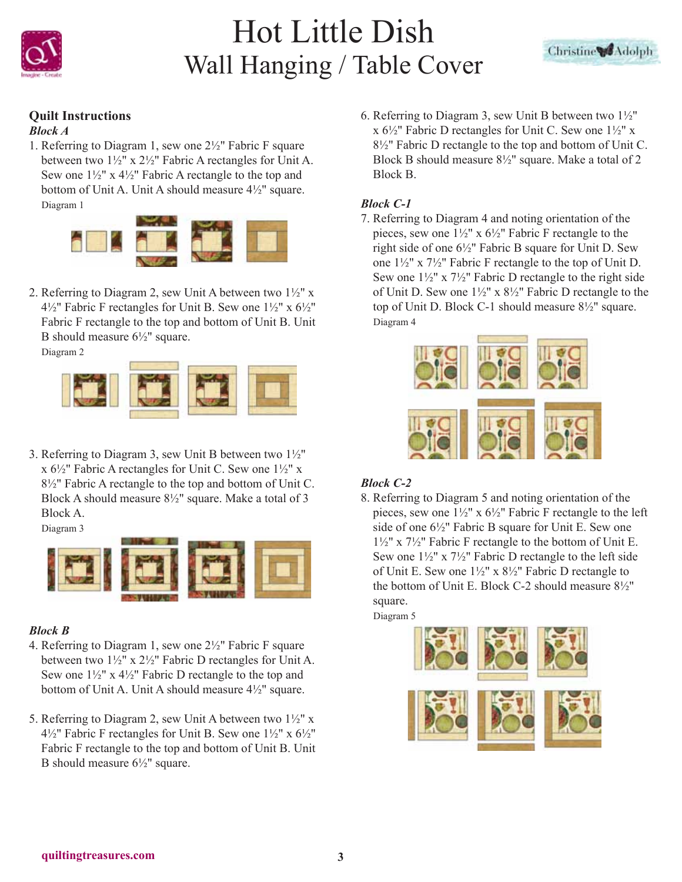# Hot Little Dish
## Wall Hanging / Table Cover

### Quilt Instructions

***Block A***

1. Referring to Diagram 1, sew one 2½" Fabric F square between two 1½" x 2½" Fabric A rectangles for Unit A. Sew one 1½" x 4½" Fabric A rectangle to the top and bottom of Unit A. Unit A should measure 4½" square.

Diagram 1

2. Referring to Diagram 2, sew Unit A between two 1½" x 4½" Fabric F rectangles for Unit B. Sew one 1½" x 6½" Fabric F rectangle to the top and bottom of Unit B. Unit B should measure 6½" square.

Diagram 2

3. Referring to Diagram 3, sew Unit B between two 1½" x 6½" Fabric A rectangles for Unit C. Sew one 1½" x 8½" Fabric A rectangle to the top and bottom of Unit C. Block A should measure 8½" square. Make a total of 3 Block A.

Diagram 3

***Block B***

4. Referring to Diagram 1, sew one 2½" Fabric F square between two 1½" x 2½" Fabric D rectangles for Unit A. Sew one 1½" x 4½" Fabric D rectangle to the top and bottom of Unit A. Unit A should measure 4½" square.

5. Referring to Diagram 2, sew Unit A between two 1½" x 4½" Fabric F rectangles for Unit B. Sew one 1½" x 6½" Fabric F rectangle to the top and bottom of Unit B. Unit B should measure 6½" square.

6. Referring to Diagram 3, sew Unit B between two 1½" x 6½" Fabric D rectangles for Unit C. Sew one 1½" x 8½" Fabric D rectangle to the top and bottom of Unit C. Block B should measure 8½" square. Make a total of 2 Block B.

***Block C-1***

7. Referring to Diagram 4 and noting orientation of the pieces, sew one 1½" x 6½" Fabric F rectangle to the right side of one 6½" Fabric B square for Unit D. Sew one 1½" x 7½" Fabric F rectangle to the top of Unit D. Sew one 1½" x 7½" Fabric D rectangle to the right side of Unit D. Sew one 1½" x 8½" Fabric D rectangle to the top of Unit D. Block C-1 should measure 8½" square.

Diagram 4

***Block C-2***

8. Referring to Diagram 5 and noting orientation of the pieces, sew one 1½" x 6½" Fabric F rectangle to the left side of one 6½" Fabric B square for Unit E. Sew one 1½" x 7½" Fabric F rectangle to the bottom of Unit E. Sew one 1½" x 7½" Fabric D rectangle to the left side of Unit E. Sew one 1½" x 8½" Fabric D rectangle to the bottom of Unit E. Block C-2 should measure 8½" square.

Diagram 5

quiltingtreasures.com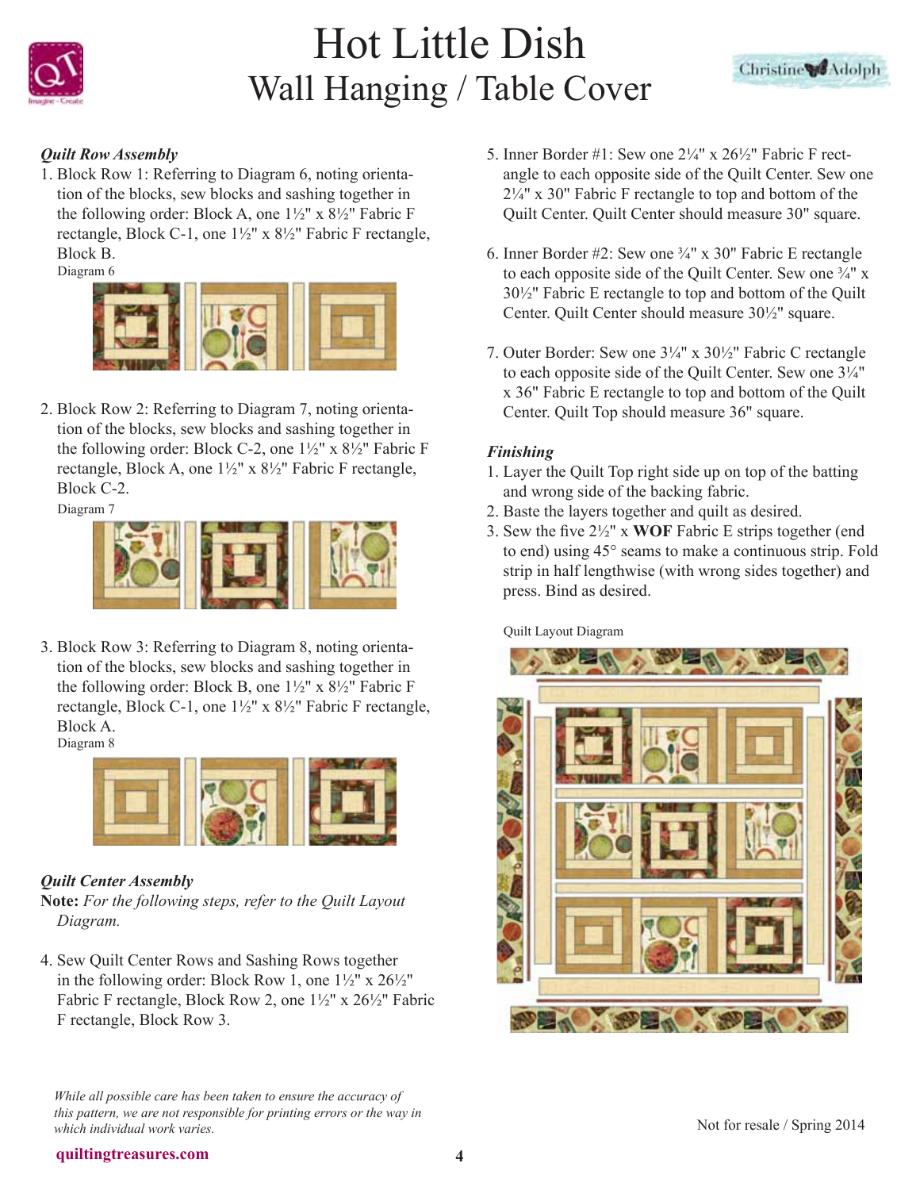# Hot Little Dish
## Wall Hanging / Table Cover

### *Quilt Row Assembly*

1. Block Row 1: Referring to Diagram 6, noting orientation of the blocks, sew blocks and sashing together in the following order: Block A, one 1½" x 8½" Fabric F rectangle, Block C-1, one 1½" x 8½" Fabric F rectangle, Block B.

Diagram 6

2. Block Row 2: Referring to Diagram 7, noting orientation of the blocks, sew blocks and sashing together in the following order: Block C-2, one 1½" x 8½" Fabric F rectangle, Block A, one 1½" x 8½" Fabric F rectangle, Block C-2.

Diagram 7

3. Block Row 3: Referring to Diagram 8, noting orientation of the blocks, sew blocks and sashing together in the following order: Block B, one 1½" x 8½" Fabric F rectangle, Block C-1, one 1½" x 8½" Fabric F rectangle, Block A.

Diagram 8

### *Quilt Center Assembly*

**Note:** *For the following steps, refer to the Quilt Layout Diagram.*

4. Sew Quilt Center Rows and Sashing Rows together in the following order: Block Row 1, one 1½" x 26½" Fabric F rectangle, Block Row 2, one 1½" x 26½" Fabric F rectangle, Block Row 3.

5. Inner Border #1: Sew one 2¼" x 26½" Fabric F rectangle to each opposite side of the Quilt Center. Sew one 2¼" x 30" Fabric F rectangle to top and bottom of the Quilt Center. Quilt Center should measure 30" square.

6. Inner Border #2: Sew one ¾" x 30" Fabric E rectangle to each opposite side of the Quilt Center. Sew one ¾" x 30½" Fabric E rectangle to top and bottom of the Quilt Center. Quilt Center should measure 30½" square.

7. Outer Border: Sew one 3¼" x 30½" Fabric C rectangle to each opposite side of the Quilt Center. Sew one 3¼" x 36" Fabric E rectangle to top and bottom of the Quilt Center. Quilt Top should measure 36" square.

### *Finishing*

1. Layer the Quilt Top right side up on top of the batting and wrong side of the backing fabric.
2. Baste the layers together and quilt as desired.
3. Sew the five 2½" x **WOF** Fabric E strips together (end to end) using 45° seams to make a continuous strip. Fold strip in half lengthwise (with wrong sides together) and press. Bind as desired.

Quilt Layout Diagram

*While all possible care has been taken to ensure the accuracy of this pattern, we are not responsible for printing errors or the way in which individual work varies.*

Not for resale / Spring 2014

quiltingtreasures.com